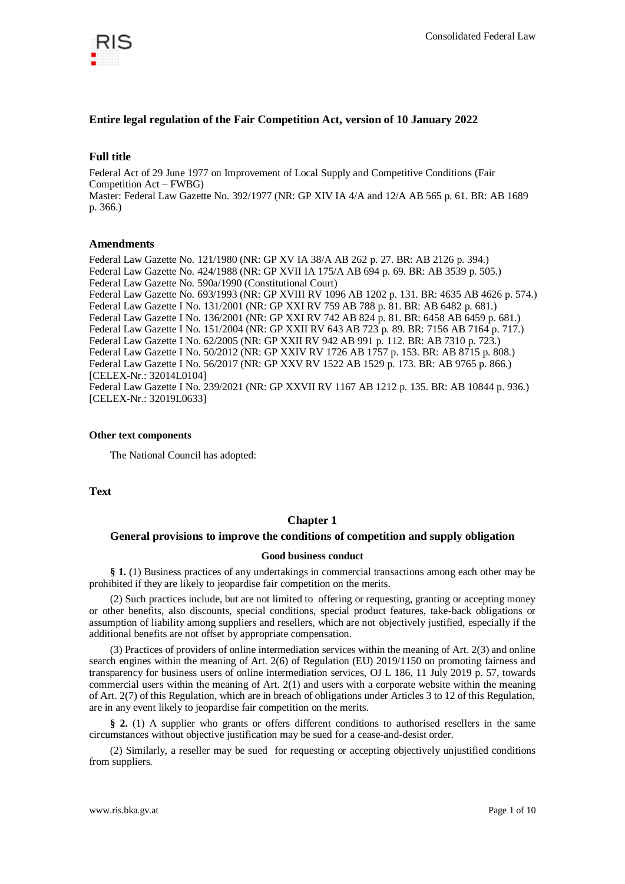## Entire legal regulation of the Fair Competition Act, version of 10 January 2022

### Full title

Federal Act of 29 June 1977 on Improvement of Local Supply and Competitive Conditions (Fair Competition Act – FWBG)
Master: Federal Law Gazette No. 392/1977 (NR: GP XIV IA 4/A and 12/A AB 565 p. 61. BR: AB 1689 p. 366.)

### Amendments

Federal Law Gazette No. 121/1980 (NR: GP XV IA 38/A AB 262 p. 27. BR: AB 2126 p. 394.)
Federal Law Gazette No. 424/1988 (NR: GP XVII IA 175/A AB 694 p. 69. BR: AB 3539 p. 505.)
Federal Law Gazette No. 590a/1990 (Constitutional Court)
Federal Law Gazette No. 693/1993 (NR: GP XVIII RV 1096 AB 1202 p. 131. BR: 4635 AB 4626 p. 574.)
Federal Law Gazette I No. 131/2001 (NR: GP XXI RV 759 AB 788 p. 81. BR: AB 6482 p. 681.)
Federal Law Gazette I No. 136/2001 (NR: GP XXI RV 742 AB 824 p. 81. BR: 6458 AB 6459 p. 681.)
Federal Law Gazette I No. 151/2004 (NR: GP XXII RV 643 AB 723 p. 89. BR: 7156 AB 7164 p. 717.)
Federal Law Gazette I No. 62/2005 (NR: GP XXII RV 942 AB 991 p. 112. BR: AB 7310 p. 723.)
Federal Law Gazette I No. 50/2012 (NR: GP XXIV RV 1726 AB 1757 p. 153. BR: AB 8715 p. 808.)
Federal Law Gazette I No. 56/2017 (NR: GP XXV RV 1522 AB 1529 p. 173. BR: AB 9765 p. 866.)
[CELEX-Nr.: 32014L0104]
Federal Law Gazette I No. 239/2021 (NR: GP XXVII RV 1167 AB 1212 p. 135. BR: AB 10844 p. 936.)
[CELEX-Nr.: 32019L0633]

#### Other text components

The National Council has adopted:

### Text

## Chapter 1

## General provisions to improve the conditions of competition and supply obligation

#### Good business conduct

**§ 1.** (1) Business practices of any undertakings in commercial transactions among each other may be prohibited if they are likely to jeopardise fair competition on the merits.

(2) Such practices include, but are not limited to offering or requesting, granting or accepting money or other benefits, also discounts, special conditions, special product features, take-back obligations or assumption of liability among suppliers and resellers, which are not objectively justified, especially if the additional benefits are not offset by appropriate compensation.

(3) Practices of providers of online intermediation services within the meaning of Art. 2(3) and online search engines within the meaning of Art. 2(6) of Regulation (EU) 2019/1150 on promoting fairness and transparency for business users of online intermediation services, OJ L 186, 11 July 2019 p. 57, towards commercial users within the meaning of Art. 2(1) and users with a corporate website within the meaning of Art. 2(7) of this Regulation, which are in breach of obligations under Articles 3 to 12 of this Regulation, are in any event likely to jeopardise fair competition on the merits.

**§ 2.** (1) A supplier who grants or offers different conditions to authorised resellers in the same circumstances without objective justification may be sued for a cease-and-desist order.

(2) Similarly, a reseller may be sued for requesting or accepting objectively unjustified conditions from suppliers.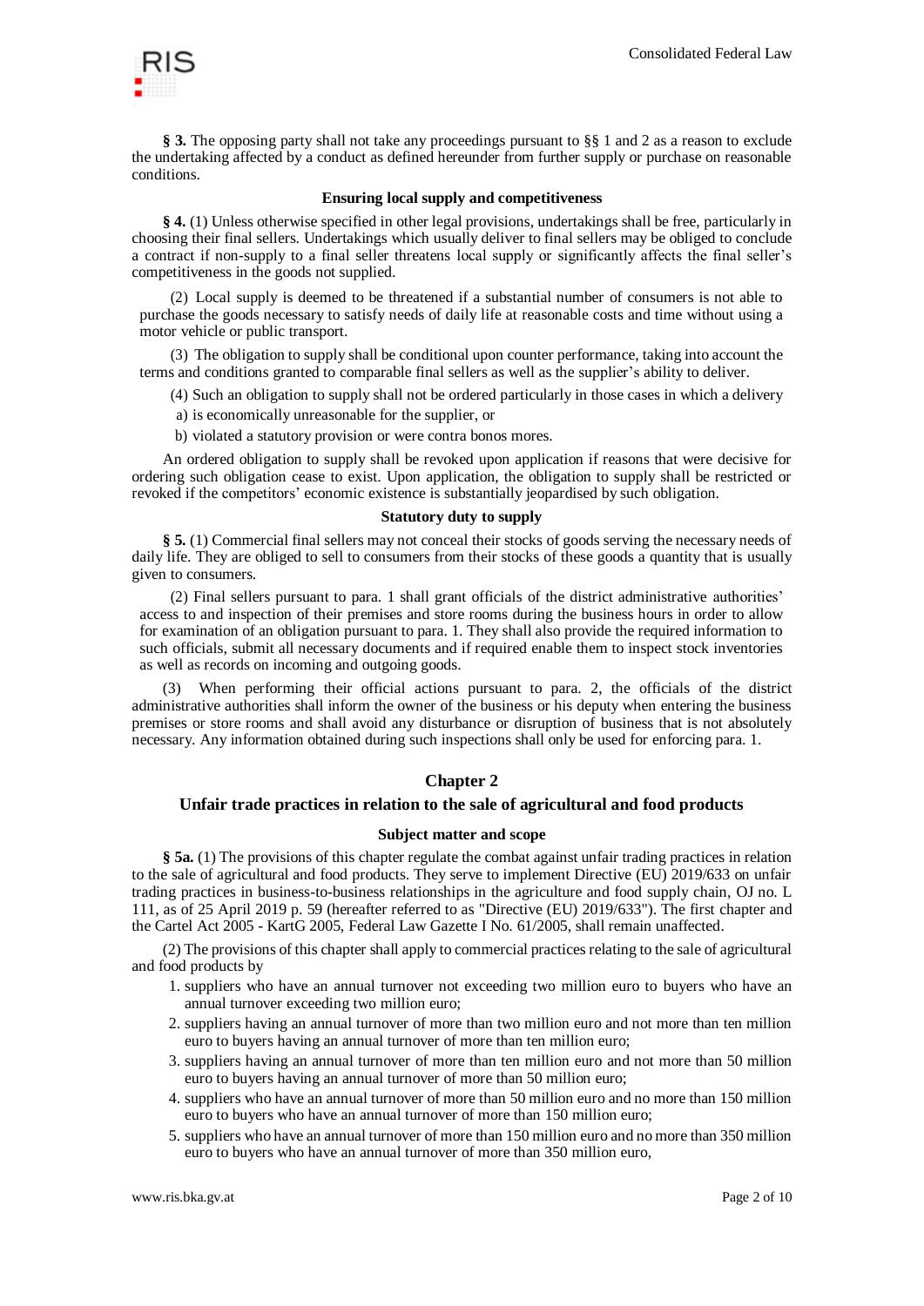**§ 3.** The opposing party shall not take any proceedings pursuant to §§ 1 and 2 as a reason to exclude the undertaking affected by a conduct as defined hereunder from further supply or purchase on reasonable conditions.

#### Ensuring local supply and competitiveness

**§ 4.** (1) Unless otherwise specified in other legal provisions, undertakings shall be free, particularly in choosing their final sellers. Undertakings which usually deliver to final sellers may be obliged to conclude a contract if non-supply to a final seller threatens local supply or significantly affects the final seller's competitiveness in the goods not supplied.

(2) Local supply is deemed to be threatened if a substantial number of consumers is not able to purchase the goods necessary to satisfy needs of daily life at reasonable costs and time without using a motor vehicle or public transport.

(3) The obligation to supply shall be conditional upon counter performance, taking into account the terms and conditions granted to comparable final sellers as well as the supplier's ability to deliver.

(4) Such an obligation to supply shall not be ordered particularly in those cases in which a delivery

a) is economically unreasonable for the supplier, or

b) violated a statutory provision or were contra bonos mores.

An ordered obligation to supply shall be revoked upon application if reasons that were decisive for ordering such obligation cease to exist. Upon application, the obligation to supply shall be restricted or revoked if the competitors' economic existence is substantially jeopardised by such obligation.

#### Statutory duty to supply

**§ 5.** (1) Commercial final sellers may not conceal their stocks of goods serving the necessary needs of daily life. They are obliged to sell to consumers from their stocks of these goods a quantity that is usually given to consumers.

(2) Final sellers pursuant to para. 1 shall grant officials of the district administrative authorities' access to and inspection of their premises and store rooms during the business hours in order to allow for examination of an obligation pursuant to para. 1. They shall also provide the required information to such officials, submit all necessary documents and if required enable them to inspect stock inventories as well as records on incoming and outgoing goods.

(3) When performing their official actions pursuant to para. 2, the officials of the district administrative authorities shall inform the owner of the business or his deputy when entering the business premises or store rooms and shall avoid any disturbance or disruption of business that is not absolutely necessary. Any information obtained during such inspections shall only be used for enforcing para. 1.

## Chapter 2

## Unfair trade practices in relation to the sale of agricultural and food products

#### Subject matter and scope

**§ 5a.** (1) The provisions of this chapter regulate the combat against unfair trading practices in relation to the sale of agricultural and food products. They serve to implement Directive (EU) 2019/633 on unfair trading practices in business-to-business relationships in the agriculture and food supply chain, OJ no. L 111, as of 25 April 2019 p. 59 (hereafter referred to as "Directive (EU) 2019/633"). The first chapter and the Cartel Act 2005 - KartG 2005, Federal Law Gazette I No. 61/2005, shall remain unaffected.

(2) The provisions of this chapter shall apply to commercial practices relating to the sale of agricultural and food products by

1. suppliers who have an annual turnover not exceeding two million euro to buyers who have an annual turnover exceeding two million euro;
2. suppliers having an annual turnover of more than two million euro and not more than ten million euro to buyers having an annual turnover of more than ten million euro;
3. suppliers having an annual turnover of more than ten million euro and not more than 50 million euro to buyers having an annual turnover of more than 50 million euro;
4. suppliers who have an annual turnover of more than 50 million euro and no more than 150 million euro to buyers who have an annual turnover of more than 150 million euro;
5. suppliers who have an annual turnover of more than 150 million euro and no more than 350 million euro to buyers who have an annual turnover of more than 350 million euro,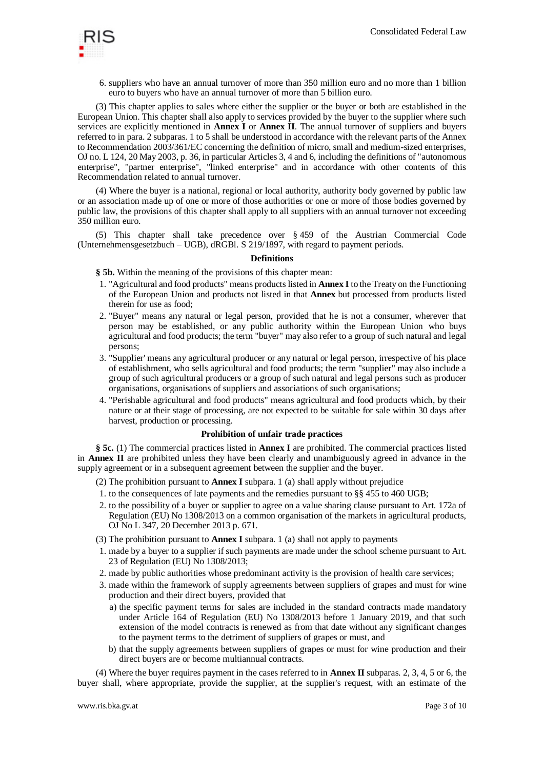6. suppliers who have an annual turnover of more than 350 million euro and no more than 1 billion euro to buyers who have an annual turnover of more than 5 billion euro.

(3) This chapter applies to sales where either the supplier or the buyer or both are established in the European Union. This chapter shall also apply to services provided by the buyer to the supplier where such services are explicitly mentioned in **Annex I** or **Annex II**. The annual turnover of suppliers and buyers referred to in para. 2 subparas. 1 to 5 shall be understood in accordance with the relevant parts of the Annex to Recommendation 2003/361/EC concerning the definition of micro, small and medium-sized enterprises, OJ no. L 124, 20 May 2003, p. 36, in particular Articles 3, 4 and 6, including the definitions of "autonomous enterprise", "partner enterprise", "linked enterprise" and in accordance with other contents of this Recommendation related to annual turnover.

(4) Where the buyer is a national, regional or local authority, authority body governed by public law or an association made up of one or more of those authorities or one or more of those bodies governed by public law, the provisions of this chapter shall apply to all suppliers with an annual turnover not exceeding 350 million euro.

(5) This chapter shall take precedence over § 459 of the Austrian Commercial Code (Unternehmensgesetzbuch – UGB), dRGBl. S 219/1897, with regard to payment periods.

### Definitions

**§ 5b.** Within the meaning of the provisions of this chapter mean:

1. "Agricultural and food products" means products listed in **Annex I** to the Treaty on the Functioning of the European Union and products not listed in that **Annex** but processed from products listed therein for use as food;
2. "Buyer" means any natural or legal person, provided that he is not a consumer, wherever that person may be established, or any public authority within the European Union who buys agricultural and food products; the term "buyer" may also refer to a group of such natural and legal persons;
3. "Supplier' means any agricultural producer or any natural or legal person, irrespective of his place of establishment, who sells agricultural and food products; the term "supplier" may also include a group of such agricultural producers or a group of such natural and legal persons such as producer organisations, organisations of suppliers and associations of such organisations;
4. "Perishable agricultural and food products" means agricultural and food products which, by their nature or at their stage of processing, are not expected to be suitable for sale within 30 days after harvest, production or processing.

### Prohibition of unfair trade practices

**§ 5c.** (1) The commercial practices listed in **Annex I** are prohibited. The commercial practices listed in **Annex II** are prohibited unless they have been clearly and unambiguously agreed in advance in the supply agreement or in a subsequent agreement between the supplier and the buyer.

(2) The prohibition pursuant to **Annex I** subpara. 1 (a) shall apply without prejudice

1. to the consequences of late payments and the remedies pursuant to §§ 455 to 460 UGB;
2. to the possibility of a buyer or supplier to agree on a value sharing clause pursuant to Art. 172a of Regulation (EU) No 1308/2013 on a common organisation of the markets in agricultural products, OJ No L 347, 20 December 2013 p. 671.

(3) The prohibition pursuant to **Annex I** subpara. 1 (a) shall not apply to payments

1. made by a buyer to a supplier if such payments are made under the school scheme pursuant to Art. 23 of Regulation (EU) No 1308/2013;
2. made by public authorities whose predominant activity is the provision of health care services;
3. made within the framework of supply agreements between suppliers of grapes and must for wine production and their direct buyers, provided that
   a) the specific payment terms for sales are included in the standard contracts made mandatory under Article 164 of Regulation (EU) No 1308/2013 before 1 January 2019, and that such extension of the model contracts is renewed as from that date without any significant changes to the payment terms to the detriment of suppliers of grapes or must, and
   b) that the supply agreements between suppliers of grapes or must for wine production and their direct buyers are or become multiannual contracts.

(4) Where the buyer requires payment in the cases referred to in **Annex II** subparas. 2, 3, 4, 5 or 6, the buyer shall, where appropriate, provide the supplier, at the supplier's request, with an estimate of the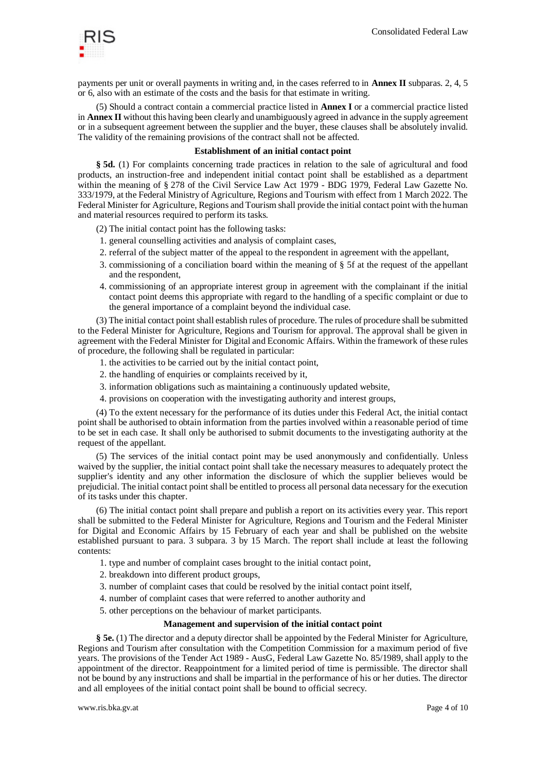payments per unit or overall payments in writing and, in the cases referred to in **Annex II** subparas. 2, 4, 5 or 6, also with an estimate of the costs and the basis for that estimate in writing.

(5) Should a contract contain a commercial practice listed in **Annex I** or a commercial practice listed in **Annex II** without this having been clearly and unambiguously agreed in advance in the supply agreement or in a subsequent agreement between the supplier and the buyer, these clauses shall be absolutely invalid. The validity of the remaining provisions of the contract shall not be affected.

### Establishment of an initial contact point

**§ 5d.** (1) For complaints concerning trade practices in relation to the sale of agricultural and food products, an instruction-free and independent initial contact point shall be established as a department within the meaning of § 278 of the Civil Service Law Act 1979 - BDG 1979, Federal Law Gazette No. 333/1979, at the Federal Ministry of Agriculture, Regions and Tourism with effect from 1 March 2022. The Federal Minister for Agriculture, Regions and Tourism shall provide the initial contact point with the human and material resources required to perform its tasks.

(2) The initial contact point has the following tasks:

1. general counselling activities and analysis of complaint cases,
2. referral of the subject matter of the appeal to the respondent in agreement with the appellant,
3. commissioning of a conciliation board within the meaning of § 5f at the request of the appellant and the respondent,
4. commissioning of an appropriate interest group in agreement with the complainant if the initial contact point deems this appropriate with regard to the handling of a specific complaint or due to the general importance of a complaint beyond the individual case.

(3) The initial contact point shall establish rules of procedure. The rules of procedure shall be submitted to the Federal Minister for Agriculture, Regions and Tourism for approval. The approval shall be given in agreement with the Federal Minister for Digital and Economic Affairs. Within the framework of these rules of procedure, the following shall be regulated in particular:

1. the activities to be carried out by the initial contact point,
2. the handling of enquiries or complaints received by it,
3. information obligations such as maintaining a continuously updated website,
4. provisions on cooperation with the investigating authority and interest groups,

(4) To the extent necessary for the performance of its duties under this Federal Act, the initial contact point shall be authorised to obtain information from the parties involved within a reasonable period of time to be set in each case. It shall only be authorised to submit documents to the investigating authority at the request of the appellant.

(5) The services of the initial contact point may be used anonymously and confidentially. Unless waived by the supplier, the initial contact point shall take the necessary measures to adequately protect the supplier's identity and any other information the disclosure of which the supplier believes would be prejudicial. The initial contact point shall be entitled to process all personal data necessary for the execution of its tasks under this chapter.

(6) The initial contact point shall prepare and publish a report on its activities every year. This report shall be submitted to the Federal Minister for Agriculture, Regions and Tourism and the Federal Minister for Digital and Economic Affairs by 15 February of each year and shall be published on the website established pursuant to para. 3 subpara. 3 by 15 March. The report shall include at least the following contents:

1. type and number of complaint cases brought to the initial contact point,
2. breakdown into different product groups,
3. number of complaint cases that could be resolved by the initial contact point itself,
4. number of complaint cases that were referred to another authority and
5. other perceptions on the behaviour of market participants.

### Management and supervision of the initial contact point

**§ 5e.** (1) The director and a deputy director shall be appointed by the Federal Minister for Agriculture, Regions and Tourism after consultation with the Competition Commission for a maximum period of five years. The provisions of the Tender Act 1989 - AusG, Federal Law Gazette No. 85/1989, shall apply to the appointment of the director. Reappointment for a limited period of time is permissible. The director shall not be bound by any instructions and shall be impartial in the performance of his or her duties. The director and all employees of the initial contact point shall be bound to official secrecy.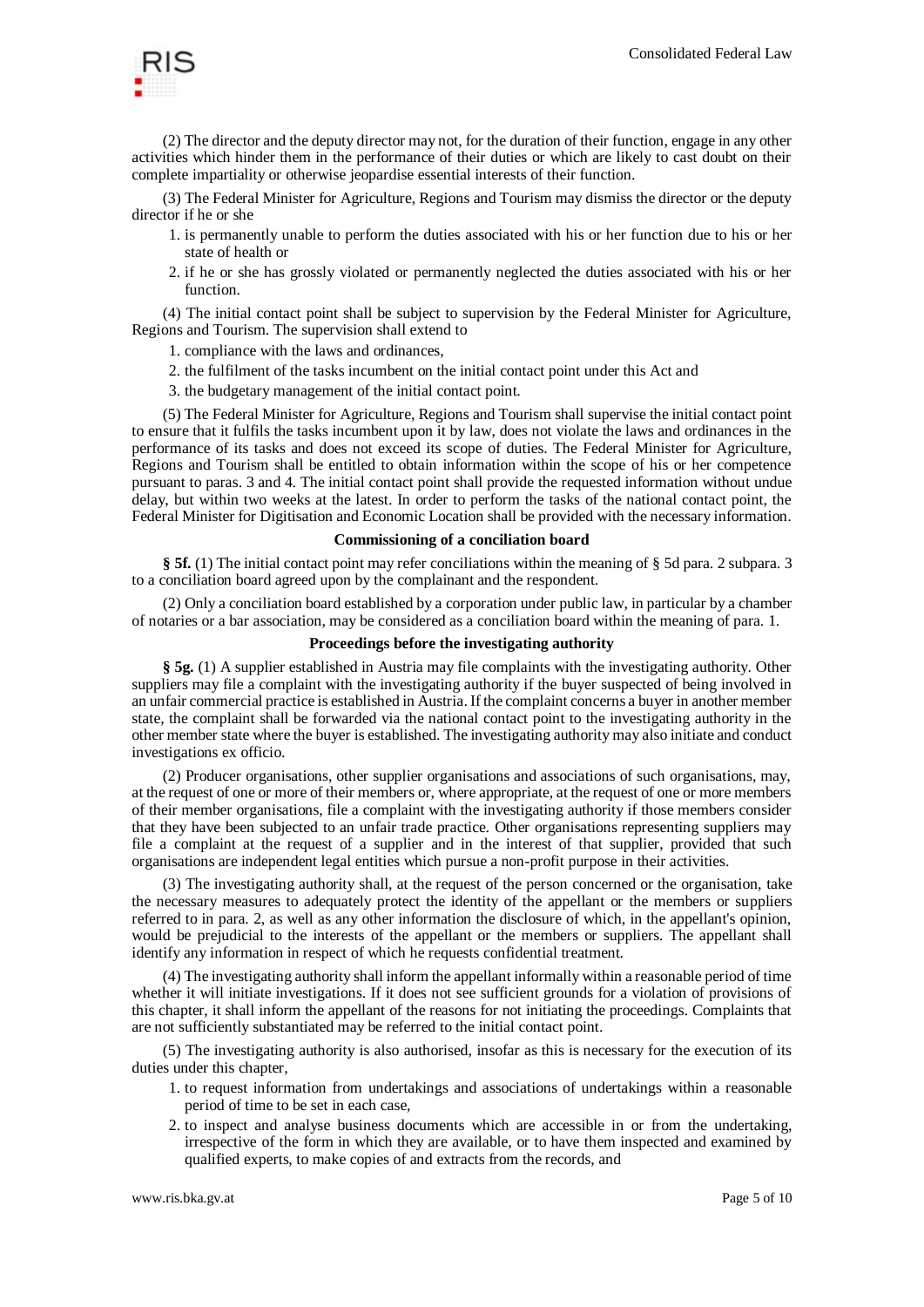(2) The director and the deputy director may not, for the duration of their function, engage in any other activities which hinder them in the performance of their duties or which are likely to cast doubt on their complete impartiality or otherwise jeopardise essential interests of their function.

(3) The Federal Minister for Agriculture, Regions and Tourism may dismiss the director or the deputy director if he or she

1. is permanently unable to perform the duties associated with his or her function due to his or her state of health or
2. if he or she has grossly violated or permanently neglected the duties associated with his or her function.

(4) The initial contact point shall be subject to supervision by the Federal Minister for Agriculture, Regions and Tourism. The supervision shall extend to

1. compliance with the laws and ordinances,
2. the fulfilment of the tasks incumbent on the initial contact point under this Act and
3. the budgetary management of the initial contact point.

(5) The Federal Minister for Agriculture, Regions and Tourism shall supervise the initial contact point to ensure that it fulfils the tasks incumbent upon it by law, does not violate the laws and ordinances in the performance of its tasks and does not exceed its scope of duties. The Federal Minister for Agriculture, Regions and Tourism shall be entitled to obtain information within the scope of his or her competence pursuant to paras. 3 and 4. The initial contact point shall provide the requested information without undue delay, but within two weeks at the latest. In order to perform the tasks of the national contact point, the Federal Minister for Digitisation and Economic Location shall be provided with the necessary information.

#### Commissioning of a conciliation board

**§ 5f.** (1) The initial contact point may refer conciliations within the meaning of § 5d para. 2 subpara. 3 to a conciliation board agreed upon by the complainant and the respondent.

(2) Only a conciliation board established by a corporation under public law, in particular by a chamber of notaries or a bar association, may be considered as a conciliation board within the meaning of para. 1.

#### Proceedings before the investigating authority

**§ 5g.** (1) A supplier established in Austria may file complaints with the investigating authority. Other suppliers may file a complaint with the investigating authority if the buyer suspected of being involved in an unfair commercial practice is established in Austria. If the complaint concerns a buyer in another member state, the complaint shall be forwarded via the national contact point to the investigating authority in the other member state where the buyer is established. The investigating authority may also initiate and conduct investigations ex officio.

(2) Producer organisations, other supplier organisations and associations of such organisations, may, at the request of one or more of their members or, where appropriate, at the request of one or more members of their member organisations, file a complaint with the investigating authority if those members consider that they have been subjected to an unfair trade practice. Other organisations representing suppliers may file a complaint at the request of a supplier and in the interest of that supplier, provided that such organisations are independent legal entities which pursue a non-profit purpose in their activities.

(3) The investigating authority shall, at the request of the person concerned or the organisation, take the necessary measures to adequately protect the identity of the appellant or the members or suppliers referred to in para. 2, as well as any other information the disclosure of which, in the appellant's opinion, would be prejudicial to the interests of the appellant or the members or suppliers. The appellant shall identify any information in respect of which he requests confidential treatment.

(4) The investigating authority shall inform the appellant informally within a reasonable period of time whether it will initiate investigations. If it does not see sufficient grounds for a violation of provisions of this chapter, it shall inform the appellant of the reasons for not initiating the proceedings. Complaints that are not sufficiently substantiated may be referred to the initial contact point.

(5) The investigating authority is also authorised, insofar as this is necessary for the execution of its duties under this chapter,

1. to request information from undertakings and associations of undertakings within a reasonable period of time to be set in each case,
2. to inspect and analyse business documents which are accessible in or from the undertaking, irrespective of the form in which they are available, or to have them inspected and examined by qualified experts, to make copies of and extracts from the records, and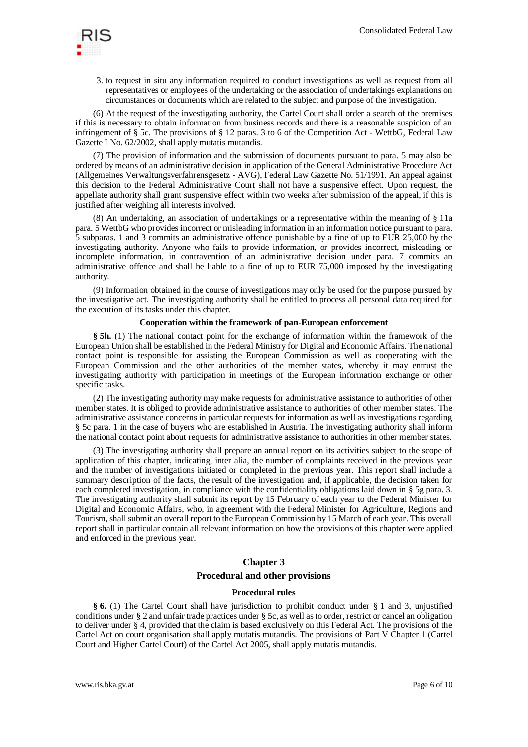3. to request in situ any information required to conduct investigations as well as request from all representatives or employees of the undertaking or the association of undertakings explanations on circumstances or documents which are related to the subject and purpose of the investigation.

(6) At the request of the investigating authority, the Cartel Court shall order a search of the premises if this is necessary to obtain information from business records and there is a reasonable suspicion of an infringement of § 5c. The provisions of § 12 paras. 3 to 6 of the Competition Act - WettbG, Federal Law Gazette I No. 62/2002, shall apply mutatis mutandis.

(7) The provision of information and the submission of documents pursuant to para. 5 may also be ordered by means of an administrative decision in application of the General Administrative Procedure Act (Allgemeines Verwaltungsverfahrensgesetz - AVG), Federal Law Gazette No. 51/1991. An appeal against this decision to the Federal Administrative Court shall not have a suspensive effect. Upon request, the appellate authority shall grant suspensive effect within two weeks after submission of the appeal, if this is justified after weighing all interests involved.

(8) An undertaking, an association of undertakings or a representative within the meaning of § 11a para. 5 WettbG who provides incorrect or misleading information in an information notice pursuant to para. 5 subparas. 1 and 3 commits an administrative offence punishable by a fine of up to EUR 25,000 by the investigating authority. Anyone who fails to provide information, or provides incorrect, misleading or incomplete information, in contravention of an administrative decision under para. 7 commits an administrative offence and shall be liable to a fine of up to EUR 75,000 imposed by the investigating authority.

(9) Information obtained in the course of investigations may only be used for the purpose pursued by the investigative act. The investigating authority shall be entitled to process all personal data required for the execution of its tasks under this chapter.

**Cooperation within the framework of pan-European enforcement**

**§ 5h.** (1) The national contact point for the exchange of information within the framework of the European Union shall be established in the Federal Ministry for Digital and Economic Affairs. The national contact point is responsible for assisting the European Commission as well as cooperating with the European Commission and the other authorities of the member states, whereby it may entrust the investigating authority with participation in meetings of the European information exchange or other specific tasks.

(2) The investigating authority may make requests for administrative assistance to authorities of other member states. It is obliged to provide administrative assistance to authorities of other member states. The administrative assistance concerns in particular requests for information as well as investigations regarding § 5c para. 1 in the case of buyers who are established in Austria. The investigating authority shall inform the national contact point about requests for administrative assistance to authorities in other member states.

(3) The investigating authority shall prepare an annual report on its activities subject to the scope of application of this chapter, indicating, inter alia, the number of complaints received in the previous year and the number of investigations initiated or completed in the previous year. This report shall include a summary description of the facts, the result of the investigation and, if applicable, the decision taken for each completed investigation, in compliance with the confidentiality obligations laid down in § 5g para. 3. The investigating authority shall submit its report by 15 February of each year to the Federal Minister for Digital and Economic Affairs, who, in agreement with the Federal Minister for Agriculture, Regions and Tourism, shall submit an overall report to the European Commission by 15 March of each year. This overall report shall in particular contain all relevant information on how the provisions of this chapter were applied and enforced in the previous year.

## Chapter 3

## Procedural and other provisions

**Procedural rules**

**§ 6.** (1) The Cartel Court shall have jurisdiction to prohibit conduct under § 1 and 3, unjustified conditions under § 2 and unfair trade practices under § 5c, as well as to order, restrict or cancel an obligation to deliver under § 4, provided that the claim is based exclusively on this Federal Act. The provisions of the Cartel Act on court organisation shall apply mutatis mutandis. The provisions of Part V Chapter 1 (Cartel Court and Higher Cartel Court) of the Cartel Act 2005, shall apply mutatis mutandis.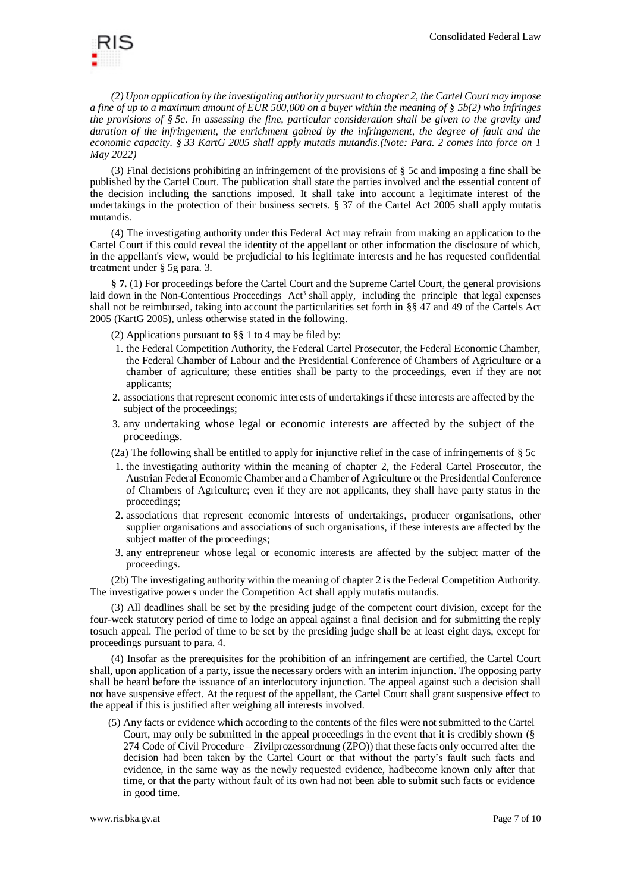*(2) Upon application by the investigating authority pursuant to chapter 2, the Cartel Court may impose a fine of up to a maximum amount of EUR 500,000 on a buyer within the meaning of § 5b(2) who infringes the provisions of § 5c. In assessing the fine, particular consideration shall be given to the gravity and duration of the infringement, the enrichment gained by the infringement, the degree of fault and the economic capacity. § 33 KartG 2005 shall apply mutatis mutandis.(Note: Para. 2 comes into force on 1 May 2022)*

(3) Final decisions prohibiting an infringement of the provisions of § 5c and imposing a fine shall be published by the Cartel Court. The publication shall state the parties involved and the essential content of the decision including the sanctions imposed. It shall take into account a legitimate interest of the undertakings in the protection of their business secrets. § 37 of the Cartel Act 2005 shall apply mutatis mutandis.

(4) The investigating authority under this Federal Act may refrain from making an application to the Cartel Court if this could reveal the identity of the appellant or other information the disclosure of which, in the appellant's view, would be prejudicial to his legitimate interests and he has requested confidential treatment under § 5g para. 3.

**§ 7.** (1) For proceedings before the Cartel Court and the Supreme Cartel Court, the general provisions laid down in the Non-Contentious Proceedings Act[3] shall apply, including the principle that legal expenses shall not be reimbursed, taking into account the particularities set forth in §§ 47 and 49 of the Cartels Act 2005 (KartG 2005), unless otherwise stated in the following.

(2) Applications pursuant to §§ 1 to 4 may be filed by:

1. the Federal Competition Authority, the Federal Cartel Prosecutor, the Federal Economic Chamber, the Federal Chamber of Labour and the Presidential Conference of Chambers of Agriculture or a chamber of agriculture; these entities shall be party to the proceedings, even if they are not applicants;
2. associations that represent economic interests of undertakings if these interests are affected by the subject of the proceedings;
3. any undertaking whose legal or economic interests are affected by the subject of the proceedings.

(2a) The following shall be entitled to apply for injunctive relief in the case of infringements of § 5c

1. the investigating authority within the meaning of chapter 2, the Federal Cartel Prosecutor, the Austrian Federal Economic Chamber and a Chamber of Agriculture or the Presidential Conference of Chambers of Agriculture; even if they are not applicants, they shall have party status in the proceedings;
2. associations that represent economic interests of undertakings, producer organisations, other supplier organisations and associations of such organisations, if these interests are affected by the subject matter of the proceedings;
3. any entrepreneur whose legal or economic interests are affected by the subject matter of the proceedings.

(2b) The investigating authority within the meaning of chapter 2 is the Federal Competition Authority. The investigative powers under the Competition Act shall apply mutatis mutandis.

(3) All deadlines shall be set by the presiding judge of the competent court division, except for the four-week statutory period of time to lodge an appeal against a final decision and for submitting the reply tosuch appeal. The period of time to be set by the presiding judge shall be at least eight days, except for proceedings pursuant to para. 4.

(4) Insofar as the prerequisites for the prohibition of an infringement are certified, the Cartel Court shall, upon application of a party, issue the necessary orders with an interim injunction. The opposing party shall be heard before the issuance of an interlocutory injunction. The appeal against such a decision shall not have suspensive effect. At the request of the appellant, the Cartel Court shall grant suspensive effect to the appeal if this is justified after weighing all interests involved.

(5) Any facts or evidence which according to the contents of the files were not submitted to the Cartel Court, may only be submitted in the appeal proceedings in the event that it is credibly shown (§ 274 Code of Civil Procedure – Zivilprozessordnung (ZPO)) that these facts only occurred after the decision had been taken by the Cartel Court or that without the party's fault such facts and evidence, in the same way as the newly requested evidence, hadbecome known only after that time, or that the party without fault of its own had not been able to submit such facts or evidence in good time.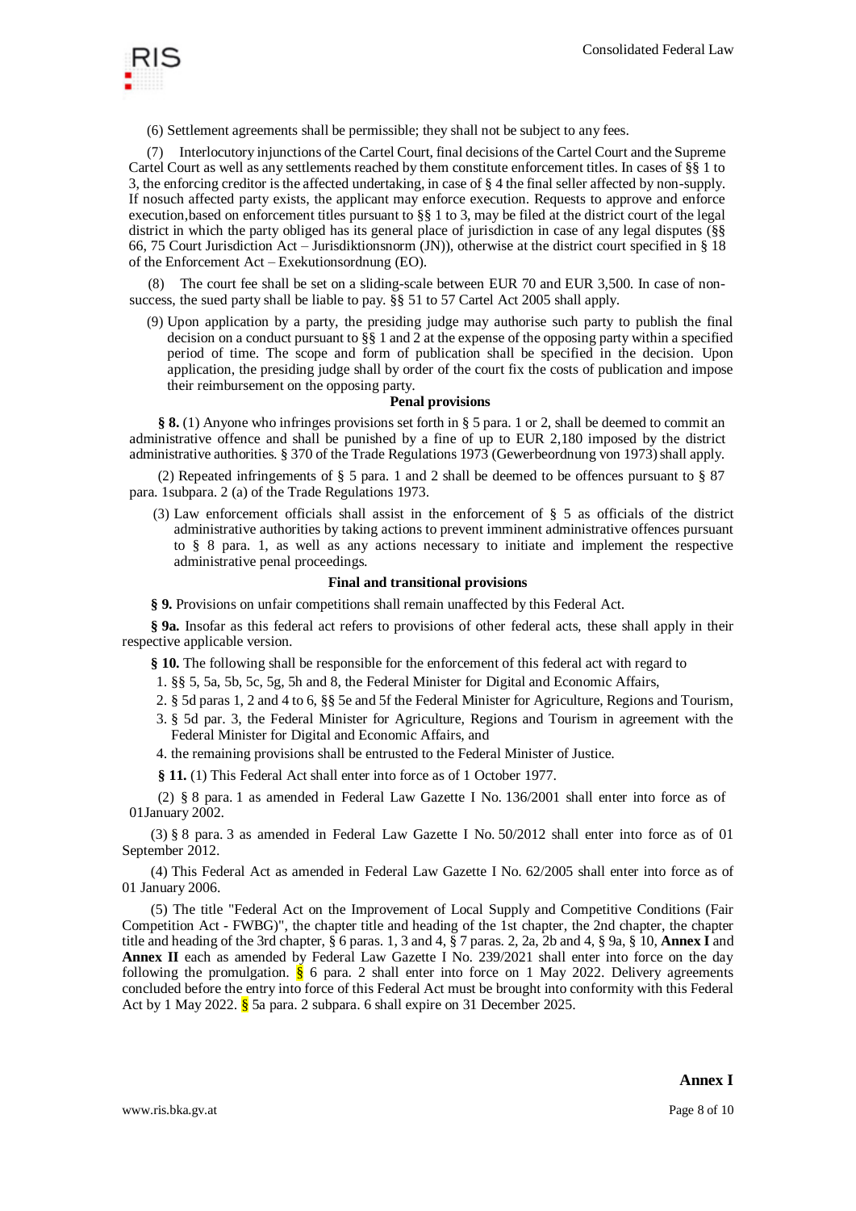(6) Settlement agreements shall be permissible; they shall not be subject to any fees.

(7) Interlocutory injunctions of the Cartel Court, final decisions of the Cartel Court and the Supreme Cartel Court as well as any settlements reached by them constitute enforcement titles. In cases of §§ 1 to 3, the enforcing creditor is the affected undertaking, in case of § 4 the final seller affected by non-supply. If nosuch affected party exists, the applicant may enforce execution. Requests to approve and enforce execution,based on enforcement titles pursuant to §§ 1 to 3, may be filed at the district court of the legal district in which the party obliged has its general place of jurisdiction in case of any legal disputes (§§ 66, 75 Court Jurisdiction Act – Jurisdiktionsnorm (JN)), otherwise at the district court specified in § 18 of the Enforcement Act – Exekutionsordnung (EO).

(8) The court fee shall be set on a sliding-scale between EUR 70 and EUR 3,500. In case of non-success, the sued party shall be liable to pay. §§ 51 to 57 Cartel Act 2005 shall apply.

(9) Upon application by a party, the presiding judge may authorise such party to publish the final decision on a conduct pursuant to §§ 1 and 2 at the expense of the opposing party within a specified period of time. The scope and form of publication shall be specified in the decision. Upon application, the presiding judge shall by order of the court fix the costs of publication and impose their reimbursement on the opposing party.

### Penal provisions

**§ 8.** (1) Anyone who infringes provisions set forth in § 5 para. 1 or 2, shall be deemed to commit an administrative offence and shall be punished by a fine of up to EUR 2,180 imposed by the district administrative authorities. § 370 of the Trade Regulations 1973 (Gewerbeordnung von 1973) shall apply.

(2) Repeated infringements of § 5 para. 1 and 2 shall be deemed to be offences pursuant to § 87 para. 1subpara. 2 (a) of the Trade Regulations 1973.

(3) Law enforcement officials shall assist in the enforcement of § 5 as officials of the district administrative authorities by taking actions to prevent imminent administrative offences pursuant to § 8 para. 1, as well as any actions necessary to initiate and implement the respective administrative penal proceedings.

### Final and transitional provisions

**§ 9.** Provisions on unfair competitions shall remain unaffected by this Federal Act.

**§ 9a.** Insofar as this federal act refers to provisions of other federal acts, these shall apply in their respective applicable version.

**§ 10.** The following shall be responsible for the enforcement of this federal act with regard to

1. §§ 5, 5a, 5b, 5c, 5g, 5h and 8, the Federal Minister for Digital and Economic Affairs,
2. § 5d paras 1, 2 and 4 to 6, §§ 5e and 5f the Federal Minister for Agriculture, Regions and Tourism,
3. § 5d par. 3, the Federal Minister for Agriculture, Regions and Tourism in agreement with the Federal Minister for Digital and Economic Affairs, and
4. the remaining provisions shall be entrusted to the Federal Minister of Justice.

**§ 11.** (1) This Federal Act shall enter into force as of 1 October 1977.

(2) § 8 para. 1 as amended in Federal Law Gazette I No. 136/2001 shall enter into force as of 01January 2002.

(3) § 8 para. 3 as amended in Federal Law Gazette I No. 50/2012 shall enter into force as of 01 September 2012.

(4) This Federal Act as amended in Federal Law Gazette I No. 62/2005 shall enter into force as of 01 January 2006.

(5) The title "Federal Act on the Improvement of Local Supply and Competitive Conditions (Fair Competition Act - FWBG)", the chapter title and heading of the 1st chapter, the 2nd chapter, the chapter title and heading of the 3rd chapter, § 6 paras. 1, 3 and 4, § 7 paras. 2, 2a, 2b and 4, § 9a, § 10, **Annex I** and **Annex II** each as amended by Federal Law Gazette I No. 239/2021 shall enter into force on the day following the promulgation. § 6 para. 2 shall enter into force on 1 May 2022. Delivery agreements concluded before the entry into force of this Federal Act must be brought into conformity with this Federal Act by 1 May 2022. § 5a para. 2 subpara. 6 shall expire on 31 December 2025.

## Annex I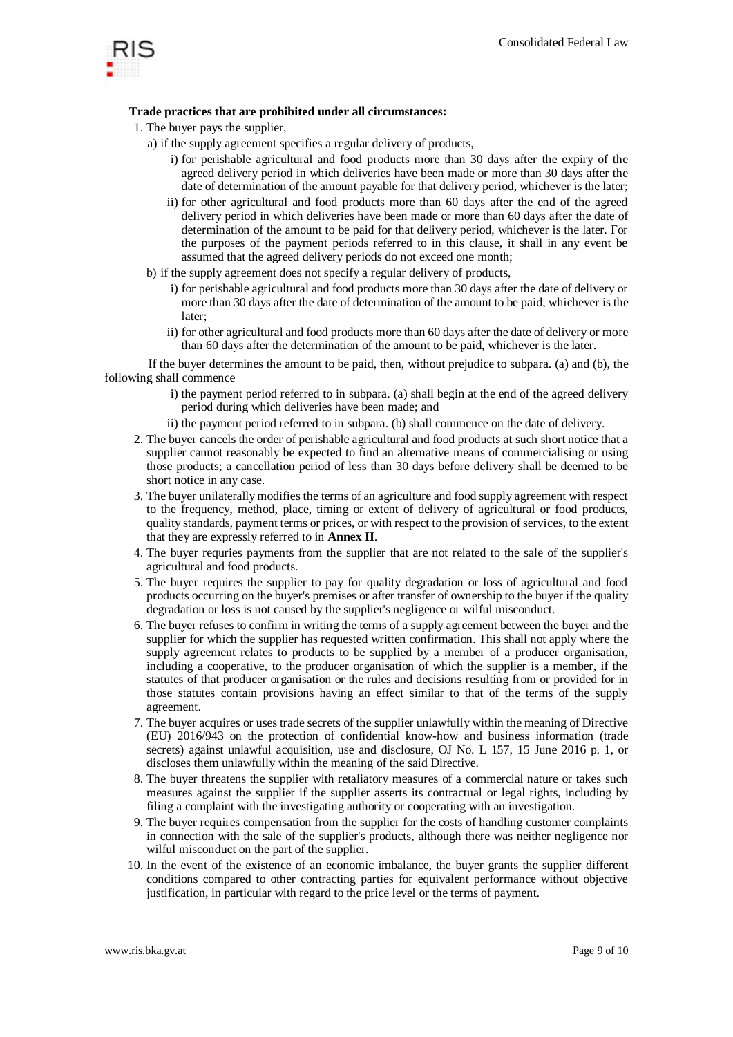**Trade practices that are prohibited under all circumstances:**

1. The buyer pays the supplier,
   a) if the supply agreement specifies a regular delivery of products,
      i) for perishable agricultural and food products more than 30 days after the expiry of the agreed delivery period in which deliveries have been made or more than 30 days after the date of determination of the amount payable for that delivery period, whichever is the later;
      ii) for other agricultural and food products more than 60 days after the end of the agreed delivery period in which deliveries have been made or more than 60 days after the date of determination of the amount to be paid for that delivery period, whichever is the later. For the purposes of the payment periods referred to in this clause, it shall in any event be assumed that the agreed delivery periods do not exceed one month;
   b) if the supply agreement does not specify a regular delivery of products,
      i) for perishable agricultural and food products more than 30 days after the date of delivery or more than 30 days after the date of determination of the amount to be paid, whichever is the later;
      ii) for other agricultural and food products more than 60 days after the date of delivery or more than 60 days after the determination of the amount to be paid, whichever is the later.

   If the buyer determines the amount to be paid, then, without prejudice to subpara. (a) and (b), the following shall commence

      i) the payment period referred to in subpara. (a) shall begin at the end of the agreed delivery period during which deliveries have been made; and
      ii) the payment period referred to in subpara. (b) shall commence on the date of delivery.
2. The buyer cancels the order of perishable agricultural and food products at such short notice that a supplier cannot reasonably be expected to find an alternative means of commercialising or using those products; a cancellation period of less than 30 days before delivery shall be deemed to be short notice in any case.
3. The buyer unilaterally modifies the terms of an agriculture and food supply agreement with respect to the frequency, method, place, timing or extent of delivery of agricultural or food products, quality standards, payment terms or prices, or with respect to the provision of services, to the extent that they are expressly referred to in **Annex II**.
4. The buyer requries payments from the supplier that are not related to the sale of the supplier's agricultural and food products.
5. The buyer requires the supplier to pay for quality degradation or loss of agricultural and food products occurring on the buyer's premises or after transfer of ownership to the buyer if the quality degradation or loss is not caused by the supplier's negligence or wilful misconduct.
6. The buyer refuses to confirm in writing the terms of a supply agreement between the buyer and the supplier for which the supplier has requested written confirmation. This shall not apply where the supply agreement relates to products to be supplied by a member of a producer organisation, including a cooperative, to the producer organisation of which the supplier is a member, if the statutes of that producer organisation or the rules and decisions resulting from or provided for in those statutes contain provisions having an effect similar to that of the terms of the supply agreement.
7. The buyer acquires or uses trade secrets of the supplier unlawfully within the meaning of Directive (EU) 2016/943 on the protection of confidential know-how and business information (trade secrets) against unlawful acquisition, use and disclosure, OJ No. L 157, 15 June 2016 p. 1, or discloses them unlawfully within the meaning of the said Directive.
8. The buyer threatens the supplier with retaliatory measures of a commercial nature or takes such measures against the supplier if the supplier asserts its contractual or legal rights, including by filing a complaint with the investigating authority or cooperating with an investigation.
9. The buyer requires compensation from the supplier for the costs of handling customer complaints in connection with the sale of the supplier's products, although there was neither negligence nor wilful misconduct on the part of the supplier.
10. In the event of the existence of an economic imbalance, the buyer grants the supplier different conditions compared to other contracting parties for equivalent performance without objective justification, in particular with regard to the price level or the terms of payment.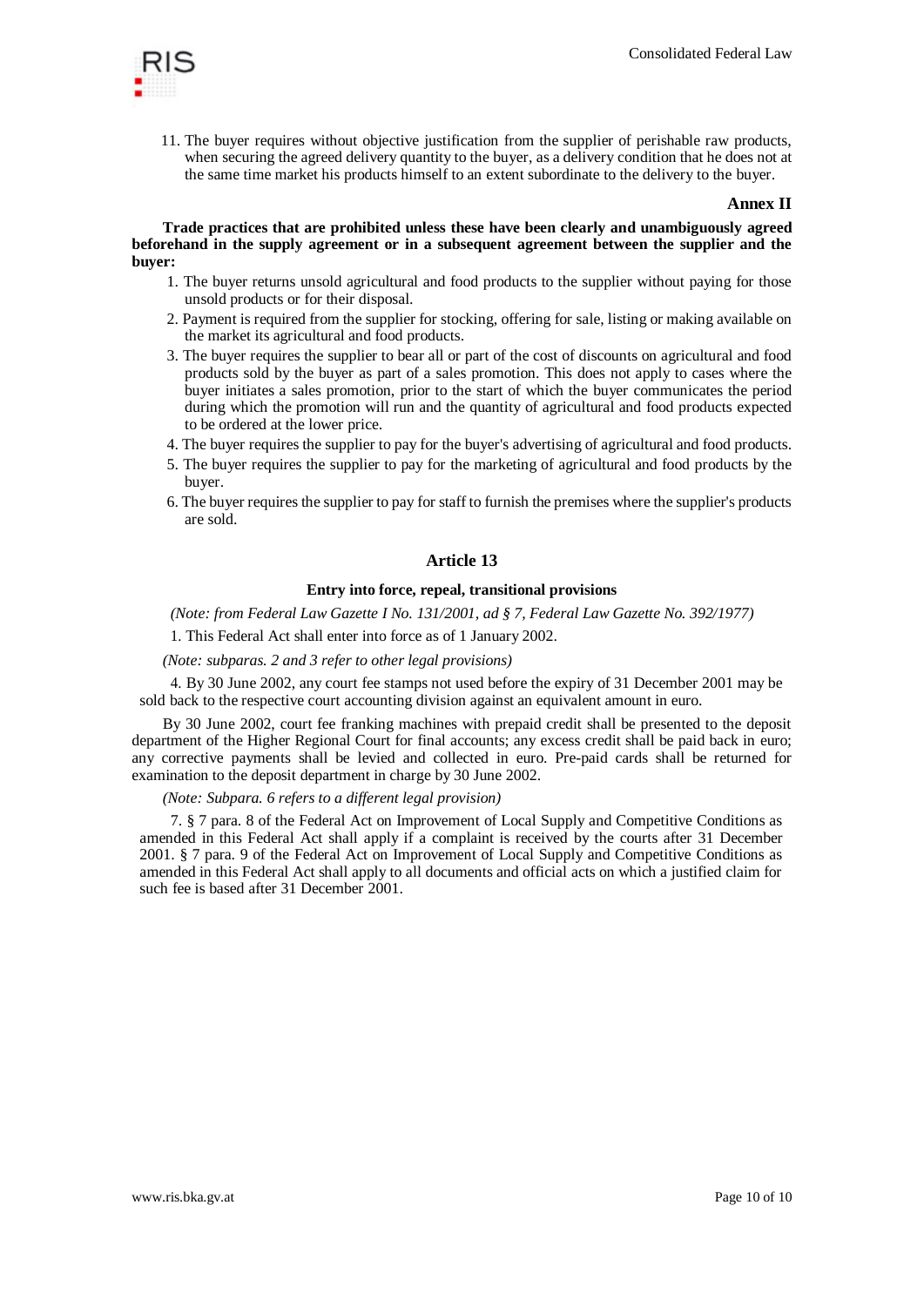11. The buyer requires without objective justification from the supplier of perishable raw products, when securing the agreed delivery quantity to the buyer, as a delivery condition that he does not at the same time market his products himself to an extent subordinate to the delivery to the buyer.

### Annex II

**Trade practices that are prohibited unless these have been clearly and unambiguously agreed beforehand in the supply agreement or in a subsequent agreement between the supplier and the buyer:**

1. The buyer returns unsold agricultural and food products to the supplier without paying for those unsold products or for their disposal.
2. Payment is required from the supplier for stocking, offering for sale, listing or making available on the market its agricultural and food products.
3. The buyer requires the supplier to bear all or part of the cost of discounts on agricultural and food products sold by the buyer as part of a sales promotion. This does not apply to cases where the buyer initiates a sales promotion, prior to the start of which the buyer communicates the period during which the promotion will run and the quantity of agricultural and food products expected to be ordered at the lower price.
4. The buyer requires the supplier to pay for the buyer's advertising of agricultural and food products.
5. The buyer requires the supplier to pay for the marketing of agricultural and food products by the buyer.
6. The buyer requires the supplier to pay for staff to furnish the premises where the supplier's products are sold.

## Article 13

### Entry into force, repeal, transitional provisions

*(Note: from Federal Law Gazette I No. 131/2001, ad § 7, Federal Law Gazette No. 392/1977)*

1. This Federal Act shall enter into force as of 1 January 2002.

*(Note: subparas. 2 and 3 refer to other legal provisions)*

4. By 30 June 2002, any court fee stamps not used before the expiry of 31 December 2001 may be sold back to the respective court accounting division against an equivalent amount in euro.

By 30 June 2002, court fee franking machines with prepaid credit shall be presented to the deposit department of the Higher Regional Court for final accounts; any excess credit shall be paid back in euro; any corrective payments shall be levied and collected in euro. Pre-paid cards shall be returned for examination to the deposit department in charge by 30 June 2002.

*(Note: Subpara. 6 refers to a different legal provision)*

7. § 7 para. 8 of the Federal Act on Improvement of Local Supply and Competitive Conditions as amended in this Federal Act shall apply if a complaint is received by the courts after 31 December 2001. § 7 para. 9 of the Federal Act on Improvement of Local Supply and Competitive Conditions as amended in this Federal Act shall apply to all documents and official acts on which a justified claim for such fee is based after 31 December 2001.